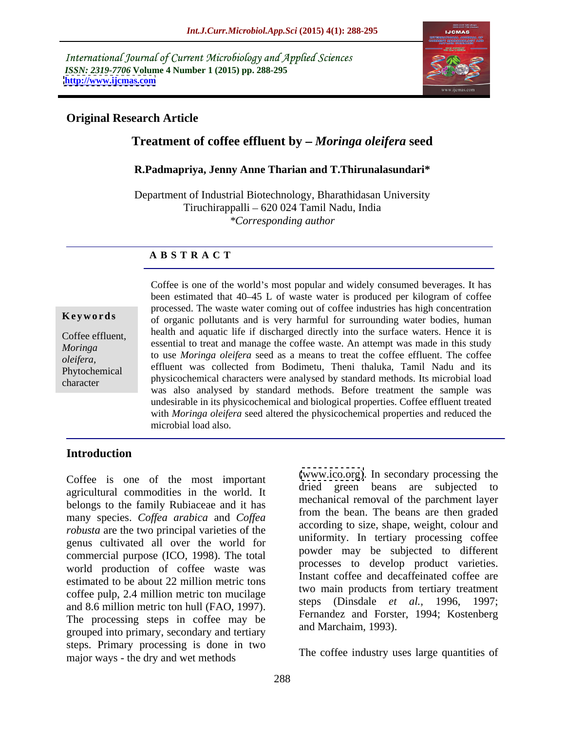International Journal of Current Microbiology and Applied Sciences
*ISSN: 2319-7706* **Volume 4 Number 1 (2015) pp. 288-295**
**http://www.ijcmas.com**

**Original Research Article**

# Treatment of coffee effluent by – *Moringa oleifera* seed

**R.Padmapriya, Jenny Anne Tharian and T.Thirunalasundari***

Department of Industrial Biotechnology, Bharathidasan University
Tiruchirappalli – 620 024 Tamil Nadu, India
*\*Corresponding author*

## ABSTRACT

**Keywords**

Coffee effluent, *Moringa oleifera*, Phytochemical character

Coffee is one of the world's most popular and widely consumed beverages. It has been estimated that 40–45 L of waste water is produced per kilogram of coffee processed. The waste water coming out of coffee industries has high concentration of organic pollutants and is very harmful for surrounding water bodies, human health and aquatic life if discharged directly into the surface waters. Hence it is essential to treat and manage the coffee waste. An attempt was made in this study to use *Moringa oleifera* seed as a means to treat the coffee effluent. The coffee effluent was collected from Bodimetu, Theni thaluka, Tamil Nadu and its physicochemical characters were analysed by standard methods. Its microbial load was also analysed by standard methods. Before treatment the sample was undesirable in its physicochemical and biological properties. Coffee effluent treated with *Moringa oleifera* seed altered the physicochemical properties and reduced the microbial load also.

## Introduction

Coffee is one of the most important agricultural commodities in the world. It belongs to the family Rubiaceae and it has many species. *Coffea arabica* and *Coffea robusta* are the two principal varieties of the genus cultivated all over the world for commercial purpose (ICO, 1998). The total world production of coffee waste was estimated to be about 22 million metric tons coffee pulp, 2.4 million metric ton mucilage and 8.6 million metric ton hull (FAO, 1997). The processing steps in coffee may be grouped into primary, secondary and tertiary steps. Primary processing is done in two major ways - the dry and wet methods (www.ico.org). In secondary processing the dried green beans are subjected to mechanical removal of the parchment layer from the bean. The beans are then graded according to size, shape, weight, colour and uniformity. In tertiary processing coffee powder may be subjected to different processes to develop product varieties. Instant coffee and decaffeinated coffee are two main products from tertiary treatment steps (Dinsdale *et al.,* 1996, 1997; Fernandez and Forster, 1994; Kostenberg and Marchaim, 1993).

The coffee industry uses large quantities of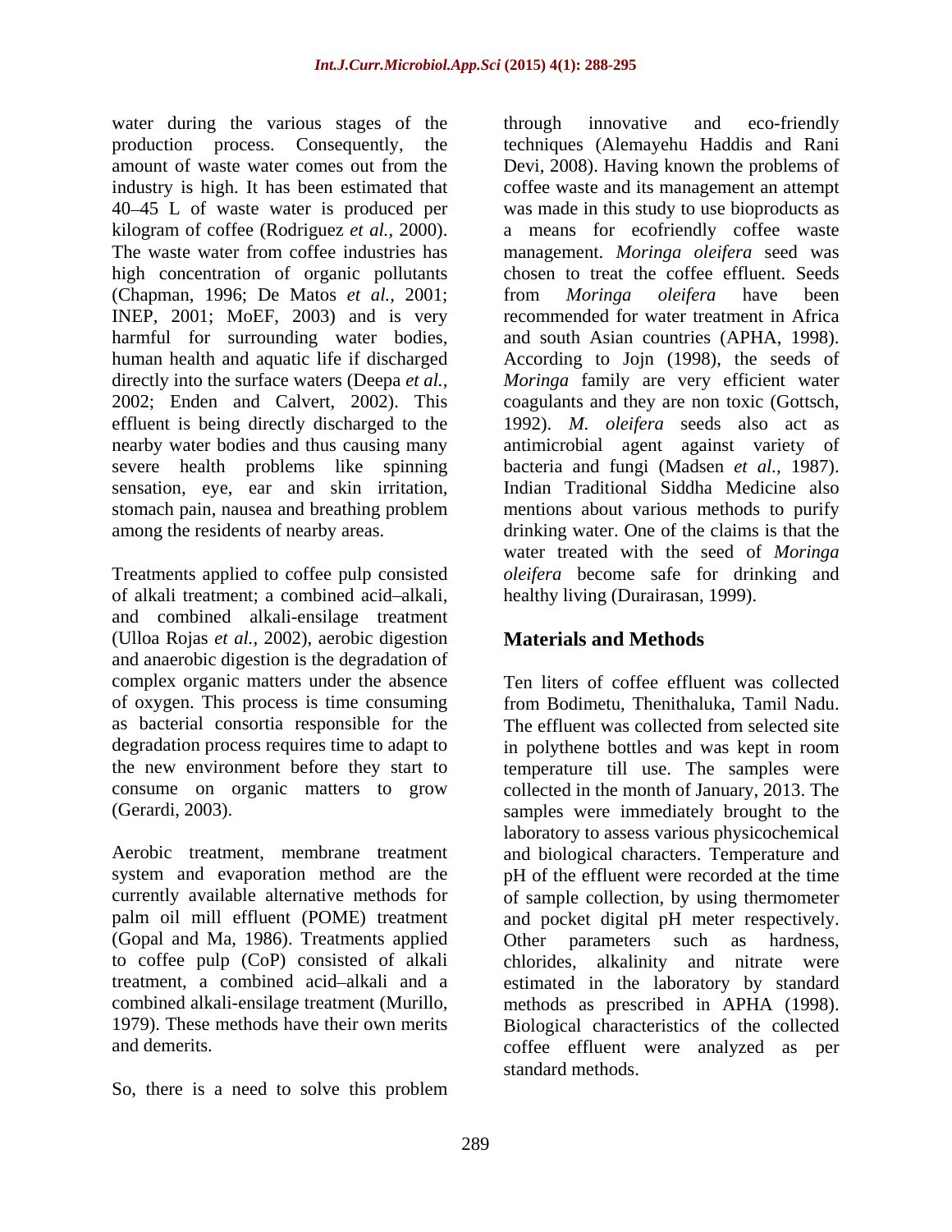water during the various stages of the production process. Consequently, the amount of waste water comes out from the industry is high. It has been estimated that 40–45 L of waste water is produced per kilogram of coffee (Rodriguez *et al.*, 2000). The waste water from coffee industries has high concentration of organic pollutants (Chapman, 1996; De Matos *et al.*, 2001; INEP, 2001; MoEF, 2003) and is very harmful for surrounding water bodies, human health and aquatic life if discharged directly into the surface waters (Deepa *et al.*, 2002; Enden and Calvert, 2002). This effluent is being directly discharged to the nearby water bodies and thus causing many severe health problems like spinning sensation, eye, ear and skin irritation, stomach pain, nausea and breathing problem among the residents of nearby areas.

Treatments applied to coffee pulp consisted of alkali treatment; a combined acid–alkali, and combined alkali-ensilage treatment (Ulloa Rojas *et al.*, 2002), aerobic digestion and anaerobic digestion is the degradation of complex organic matters under the absence of oxygen. This process is time consuming as bacterial consortia responsible for the degradation process requires time to adapt to the new environment before they start to consume on organic matters to grow (Gerardi, 2003).

Aerobic treatment, membrane treatment system and evaporation method are the currently available alternative methods for palm oil mill effluent (POME) treatment (Gopal and Ma, 1986). Treatments applied to coffee pulp (CoP) consisted of alkali treatment, a combined acid–alkali and a combined alkali-ensilage treatment (Murillo, 1979). These methods have their own merits and demerits.

So, there is a need to solve this problem through innovative and eco-friendly techniques (Alemayehu Haddis and Rani Devi, 2008). Having known the problems of coffee waste and its management an attempt was made in this study to use bioproducts as a means for ecofriendly coffee waste management. *Moringa oleifera* seed was chosen to treat the coffee effluent. Seeds from *Moringa oleifera* have been recommended for water treatment in Africa and south Asian countries (APHA, 1998). According to Jojn (1998), the seeds of *Moringa* family are very efficient water coagulants and they are non toxic (Gottsch, 1992). *M. oleifera* seeds also act as antimicrobial agent against variety of bacteria and fungi (Madsen *et al.*, 1987). Indian Traditional Siddha Medicine also mentions about various methods to purify drinking water. One of the claims is that the water treated with the seed of *Moringa oleifera* become safe for drinking and healthy living (Durairasan, 1999).

## Materials and Methods

Ten liters of coffee effluent was collected from Bodimetu, Thenithaluka, Tamil Nadu. The effluent was collected from selected site in polythene bottles and was kept in room temperature till use. The samples were collected in the month of January, 2013. The samples were immediately brought to the laboratory to assess various physicochemical and biological characters. Temperature and pH of the effluent were recorded at the time of sample collection, by using thermometer and pocket digital pH meter respectively. Other parameters such as hardness, chlorides, alkalinity and nitrate were estimated in the laboratory by standard methods as prescribed in APHA (1998). Biological characteristics of the collected coffee effluent were analyzed as per standard methods.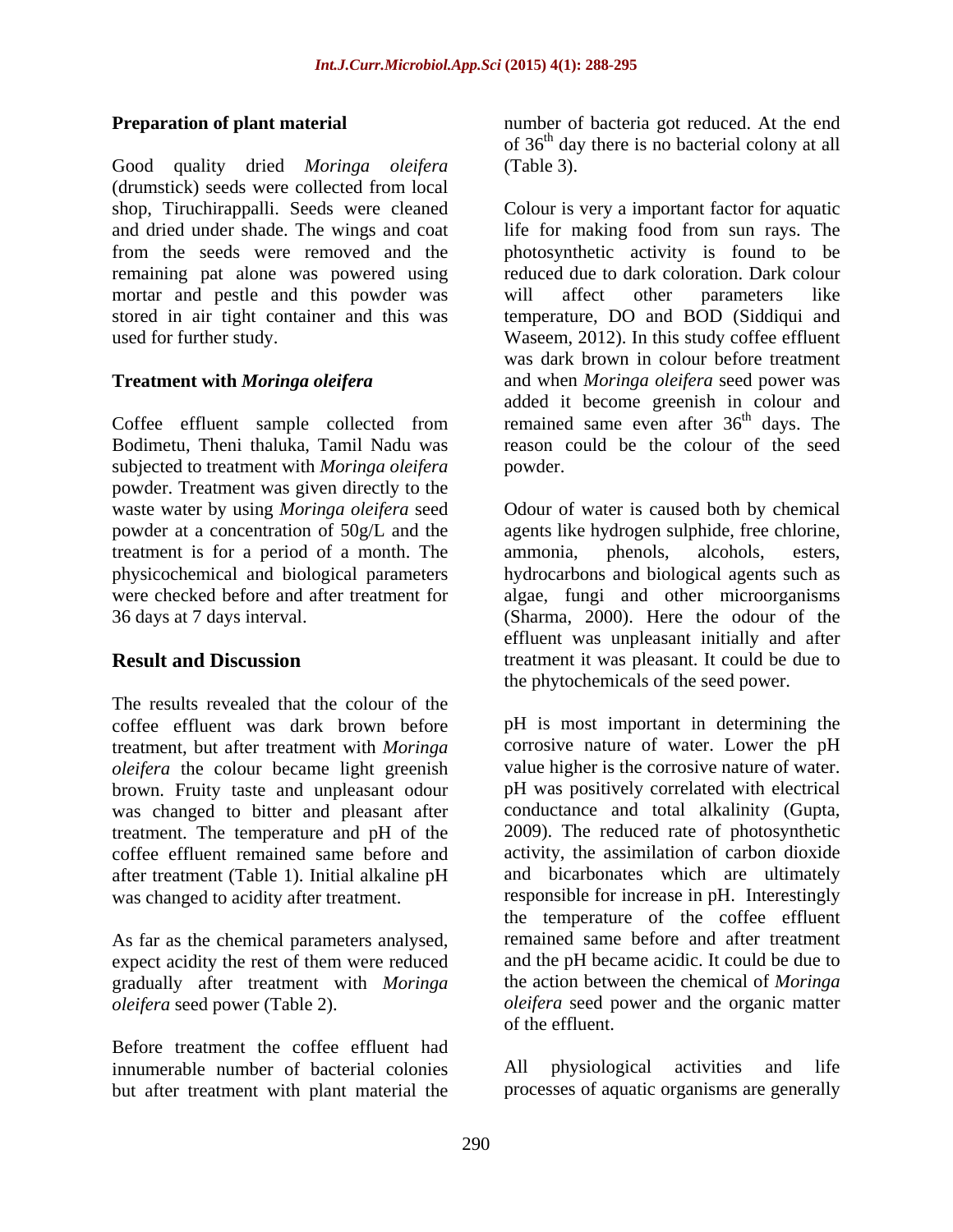## Preparation of plant material

Good quality dried *Moringa oleifera* (drumstick) seeds were collected from local shop, Tiruchirappalli. Seeds were cleaned and dried under shade. The wings and coat from the seeds were removed and the remaining pat alone was powered using mortar and pestle and this powder was stored in air tight container and this was used for further study.

## Treatment with *Moringa oleifera*

Coffee effluent sample collected from Bodimetu, Theni thaluka, Tamil Nadu was subjected to treatment with *Moringa oleifera* powder. Treatment was given directly to the waste water by using *Moringa oleifera* seed powder at a concentration of 50g/L and the treatment is for a period of a month. The physicochemical and biological parameters were checked before and after treatment for 36 days at 7 days interval.

## Result and Discussion

The results revealed that the colour of the coffee effluent was dark brown before treatment, but after treatment with *Moringa oleifera* the colour became light greenish brown. Fruity taste and unpleasant odour was changed to bitter and pleasant after treatment. The temperature and pH of the coffee effluent remained same before and after treatment (Table 1). Initial alkaline pH was changed to acidity after treatment.

As far as the chemical parameters analysed, expect acidity the rest of them were reduced gradually after treatment with *Moringa oleifera* seed power (Table 2).

Before treatment the coffee effluent had innumerable number of bacterial colonies but after treatment with plant material the number of bacteria got reduced. At the end of 36th day there is no bacterial colony at all (Table 3).

Colour is very a important factor for aquatic life for making food from sun rays. The photosynthetic activity is found to be reduced due to dark coloration. Dark colour will affect other parameters like temperature, DO and BOD (Siddiqui and Waseem, 2012). In this study coffee effluent was dark brown in colour before treatment and when *Moringa oleifera* seed power was added it become greenish in colour and remained same even after 36th days. The reason could be the colour of the seed powder.

Odour of water is caused both by chemical agents like hydrogen sulphide, free chlorine, ammonia, phenols, alcohols, esters, hydrocarbons and biological agents such as algae, fungi and other microorganisms (Sharma, 2000). Here the odour of the effluent was unpleasant initially and after treatment it was pleasant. It could be due to the phytochemicals of the seed power.

pH is most important in determining the corrosive nature of water. Lower the pH value higher is the corrosive nature of water. pH was positively correlated with electrical conductance and total alkalinity (Gupta, 2009). The reduced rate of photosynthetic activity, the assimilation of carbon dioxide and bicarbonates which are ultimately responsible for increase in pH. Interestingly the temperature of the coffee effluent remained same before and after treatment and the pH became acidic. It could be due to the action between the chemical of *Moringa oleifera* seed power and the organic matter of the effluent.

All physiological activities and life processes of aquatic organisms are generally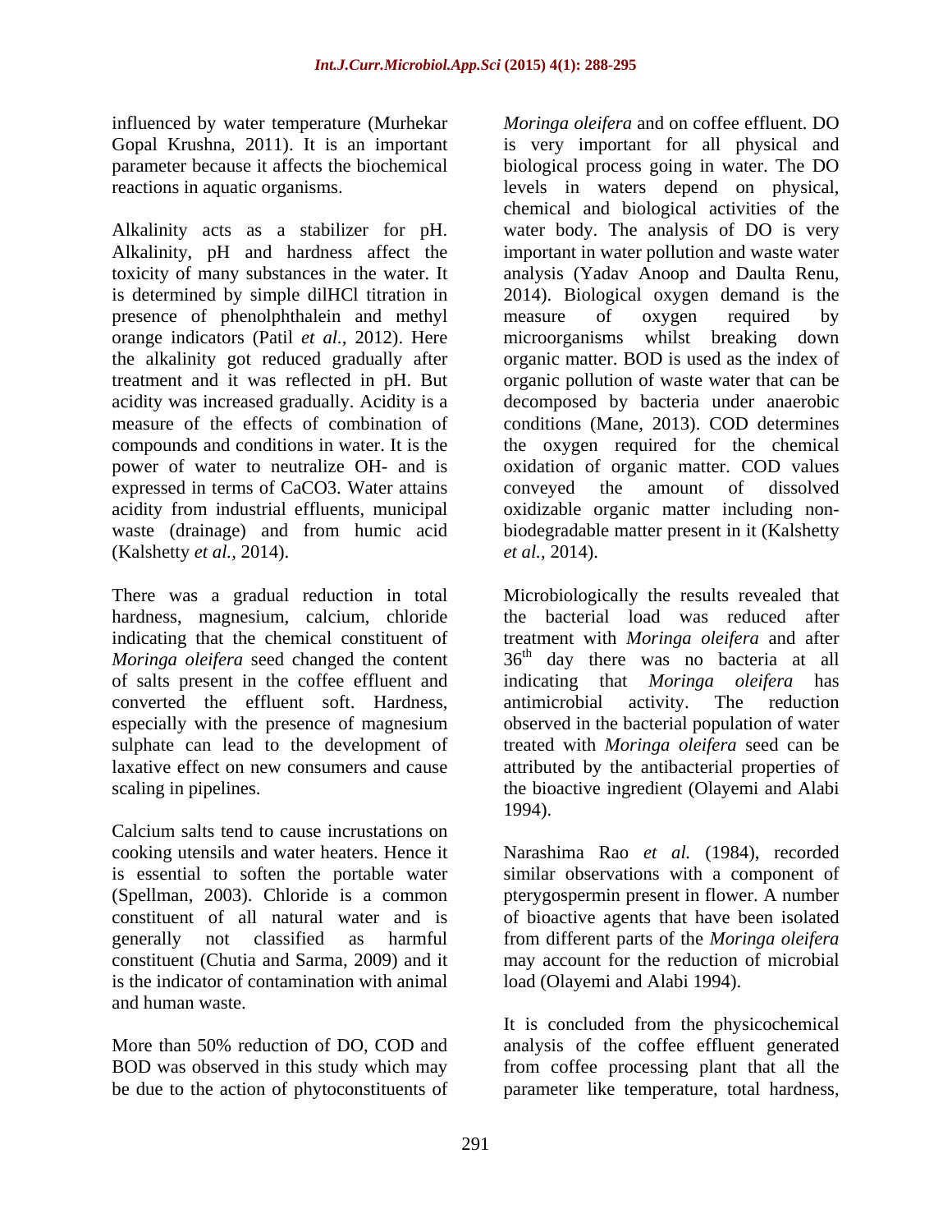influenced by water temperature (Murhekar Gopal Krushna, 2011). It is an important parameter because it affects the biochemical reactions in aquatic organisms.

Alkalinity acts as a stabilizer for pH. Alkalinity, pH and hardness affect the toxicity of many substances in the water. It is determined by simple dilHCl titration in presence of phenolphthalein and methyl orange indicators (Patil *et al.,* 2012). Here the alkalinity got reduced gradually after treatment and it was reflected in pH. But acidity was increased gradually. Acidity is a measure of the effects of combination of compounds and conditions in water. It is the power of water to neutralize OH- and is expressed in terms of $CaCO_3$. Water attains acidity from industrial effluents, municipal waste (drainage) and from humic acid (Kalshetty *et al.,* 2014).

There was a gradual reduction in total hardness, magnesium, calcium, chloride indicating that the chemical constituent of *Moringa oleifera* seed changed the content of salts present in the coffee effluent and converted the effluent soft. Hardness, especially with the presence of magnesium sulphate can lead to the development of laxative effect on new consumers and cause scaling in pipelines.

Calcium salts tend to cause incrustations on cooking utensils and water heaters. Hence it is essential to soften the portable water (Spellman, 2003). Chloride is a common constituent of all natural water and is generally not classified as harmful constituent (Chutia and Sarma, 2009) and it is the indicator of contamination with animal and human waste.

More than 50% reduction of DO, COD and BOD was observed in this study which may be due to the action of phytoconstituents of *Moringa oleifera* and on coffee effluent. DO is very important for all physical and biological process going in water. The DO levels in waters depend on physical, chemical and biological activities of the water body. The analysis of DO is very important in water pollution and waste water analysis (Yadav Anoop and Daulta Renu, 2014). Biological oxygen demand is the measure of oxygen required by microorganisms whilst breaking down organic matter. BOD is used as the index of organic pollution of waste water that can be decomposed by bacteria under anaerobic conditions (Mane, 2013). COD determines the oxygen required for the chemical oxidation of organic matter. COD values conveyed the amount of dissolved oxidizable organic matter including non-biodegradable matter present in it (Kalshetty *et al.,* 2014).

Microbiologically the results revealed that the bacterial load was reduced after treatment with *Moringa oleifera* and after $36^{th}$ day there was no bacteria at all indicating that *Moringa oleifera* has antimicrobial activity. The reduction observed in the bacterial population of water treated with *Moringa oleifera* seed can be attributed by the antibacterial properties of the bioactive ingredient (Olayemi and Alabi 1994).

Narashima Rao *et al.* (1984), recorded similar observations with a component of pterygospermin present in flower. A number of bioactive agents that have been isolated from different parts of the *Moringa oleifera* may account for the reduction of microbial load (Olayemi and Alabi 1994).

It is concluded from the physicochemical analysis of the coffee effluent generated from coffee processing plant that all the parameter like temperature, total hardness,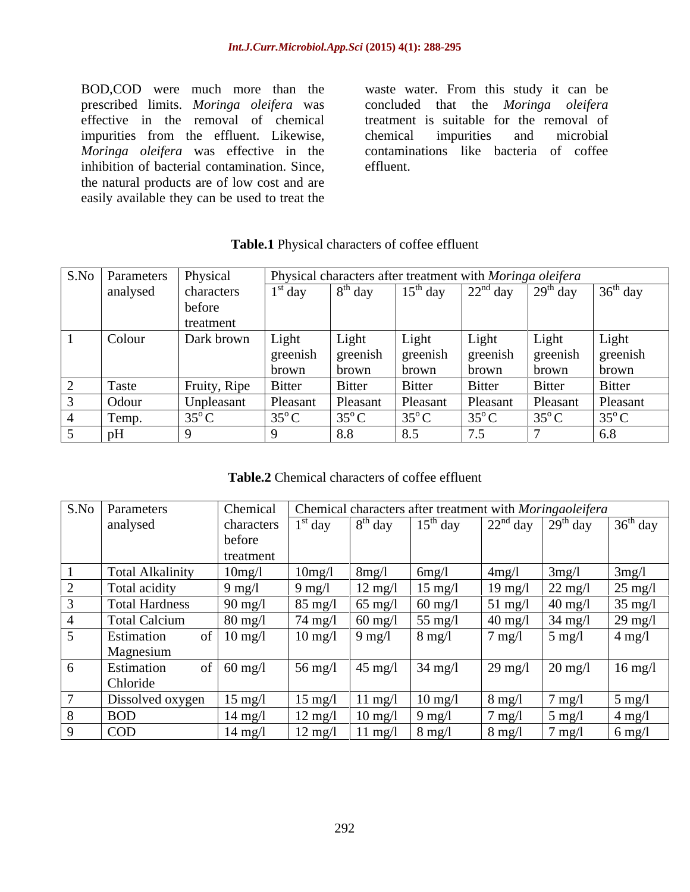BOD,COD were much more than the prescribed limits. *Moringa oleifera* was effective in the removal of chemical impurities from the effluent. Likewise, *Moringa oleifera* was effective in the inhibition of bacterial contamination. Since, the natural products are of low cost and are easily available they can be used to treat the waste water. From this study it can be concluded that the *Moringa oleifera* treatment is suitable for the removal of chemical impurities and microbial contaminations like bacteria of coffee effluent.

**Table.1** Physical characters of coffee effluent

| S.No | Parameters analysed | Physical characters before treatment | Physical characters after treatment with *Moringa oleifera* | | | | | |
|---|---|---|---|---|---|---|---|---|
| | | | 1st day | 8th day | 15th day | 22nd day | 29th day | 36th day |
| 1 | Colour | Dark brown | Light greenish brown | Light greenish brown | Light greenish brown | Light greenish brown | Light greenish brown | Light greenish brown |
| 2 | Taste | Fruity, Ripe | Bitter | Bitter | Bitter | Bitter | Bitter | Bitter |
| 3 | Odour | Unpleasant | Pleasant | Pleasant | Pleasant | Pleasant | Pleasant | Pleasant |
| 4 | Temp. | 35°C | 35°C | 35°C | 35°C | 35°C | 35°C | 35°C |
| 5 | pH | 9 | 9 | 8.8 | 8.5 | 7.5 | 7 | 6.8 |

**Table.2** Chemical characters of coffee effluent

| S.No | Parameters analysed | Chemical characters before treatment | Chemical characters after treatment with *Moringaoleifera* | | | | | |
|---|---|---|---|---|---|---|---|---|
| | | | 1st day | 8th day | 15th day | 22nd day | 29th day | 36th day |
| 1 | Total Alkalinity | 10mg/l | 10mg/l | 8mg/l | 6mg/l | 4mg/l | 3mg/l | 3mg/l |
| 2 | Total acidity | 9 mg/l | 9 mg/l | 12 mg/l | 15 mg/l | 19 mg/l | 22 mg/l | 25 mg/l |
| 3 | Total Hardness | 90 mg/l | 85 mg/l | 65 mg/l | 60 mg/l | 51 mg/l | 40 mg/l | 35 mg/l |
| 4 | Total Calcium | 80 mg/l | 74 mg/l | 60 mg/l | 55 mg/l | 40 mg/l | 34 mg/l | 29 mg/l |
| 5 | Estimation of Magnesium | 10 mg/l | 10 mg/l | 9 mg/l | 8 mg/l | 7 mg/l | 5 mg/l | 4 mg/l |
| 6 | Estimation of Chloride | 60 mg/l | 56 mg/l | 45 mg/l | 34 mg/l | 29 mg/l | 20 mg/l | 16 mg/l |
| 7 | Dissolved oxygen | 15 mg/l | 15 mg/l | 11 mg/l | 10 mg/l | 8 mg/l | 7 mg/l | 5 mg/l |
| 8 | BOD | 14 mg/l | 12 mg/l | 10 mg/l | 9 mg/l | 7 mg/l | 5 mg/l | 4 mg/l |
| 9 | COD | 14 mg/l | 12 mg/l | 11 mg/l | 8 mg/l | 8 mg/l | 7 mg/l | 6 mg/l |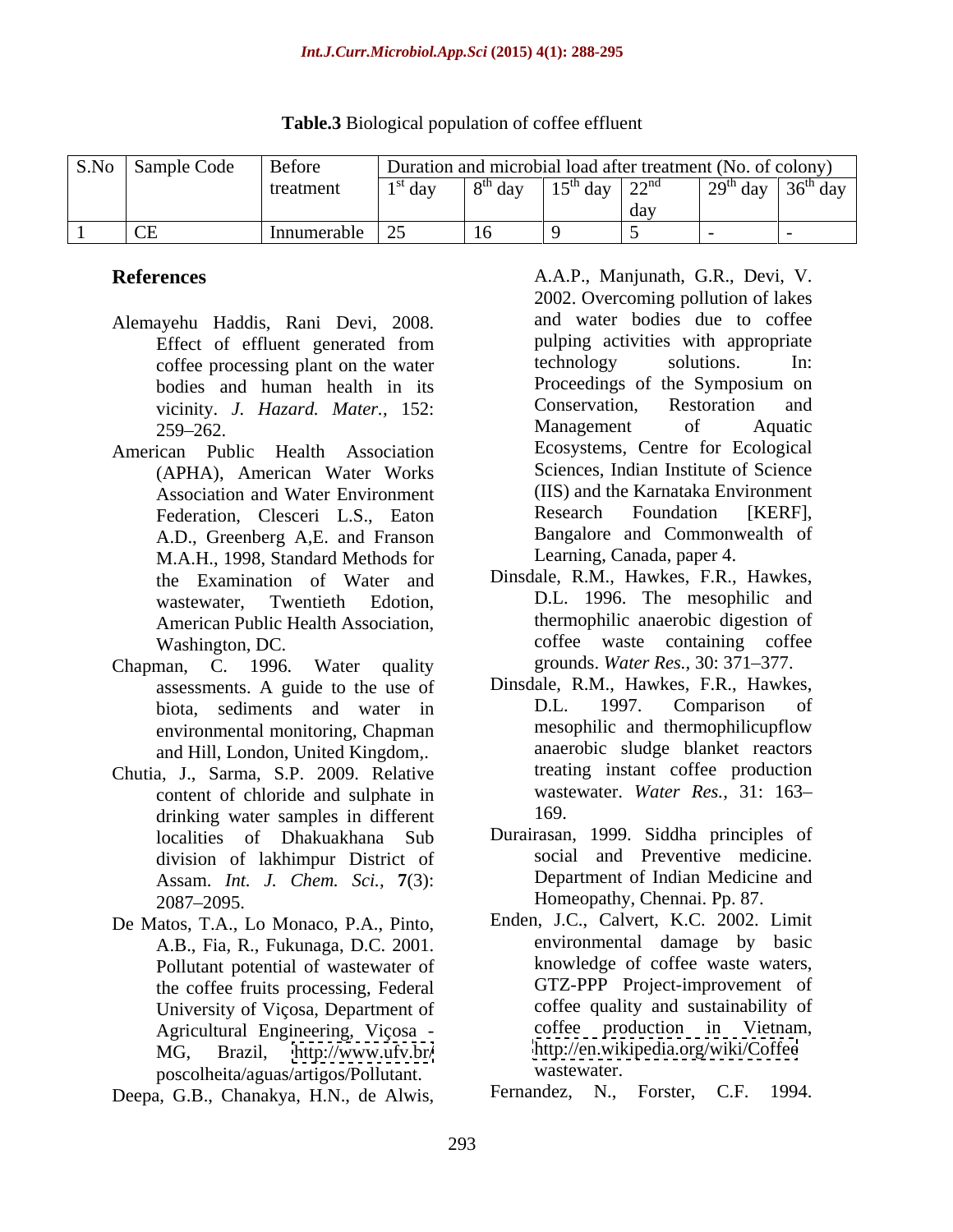**Table.3** Biological population of coffee effluent

| S.No | Sample Code | Before treatment | Duration and microbial load after treatment (No. of colony) | | | | | |
|---|---|---|---|---|---|---|---|---|
| | | | 1st day | 8th day | 15th day | 22nd day | 29th day | 36th day |
| 1 | CE | Innumerable | 25 | 16 | 9 | 5 | - | - |

## References

Alemayehu Haddis, Rani Devi, 2008. Effect of effluent generated from coffee processing plant on the water bodies and human health in its vicinity. *J. Hazard. Mater.,* 152: 259–262.

American Public Health Association (APHA), American Water Works Association and Water Environment Federation, Clesceri L.S., Eaton A.D., Greenberg A,E. and Franson M.A.H., 1998, Standard Methods for the Examination of Water and wastewater, Twentieth Edotion, American Public Health Association, Washington, DC.

Chapman, C. 1996. Water quality assessments. A guide to the use of biota, sediments and water in environmental monitoring, Chapman and Hill, London, United Kingdom,.

Chutia, J., Sarma, S.P. 2009. Relative content of chloride and sulphate in drinking water samples in different localities of Dhakuakhana Sub division of lakhimpur District of Assam. *Int. J. Chem. Sci.,* **7**(3): 2087–2095.

De Matos, T.A., Lo Monaco, P.A., Pinto, A.B., Fia, R., Fukunaga, D.C. 2001. Pollutant potential of wastewater of the coffee fruits processing, Federal University of Viçosa, Department of Agricultural Engineering, Viçosa - MG, Brazil, http://www.ufv.br/poscolheita/aguas/artigos/Pollutant.

Deepa, G.B., Chanakya, H.N., de Alwis, A.A.P., Manjunath, G.R., Devi, V. 2002. Overcoming pollution of lakes and water bodies due to coffee pulping activities with appropriate technology solutions. In: Proceedings of the Symposium on Conservation, Restoration and Management of Aquatic Ecosystems, Centre for Ecological Sciences, Indian Institute of Science (IIS) and the Karnataka Environment Research Foundation [KERF], Bangalore and Commonwealth of Learning, Canada, paper 4.

Dinsdale, R.M., Hawkes, F.R., Hawkes, D.L. 1996. The mesophilic and thermophilic anaerobic digestion of coffee waste containing coffee grounds. *Water Res.,* 30: 371–377.

Dinsdale, R.M., Hawkes, F.R., Hawkes, D.L. 1997. Comparison of mesophilic and thermophilicupflow anaerobic sludge blanket reactors treating instant coffee production wastewater. *Water Res.,* 31: 163–169.

Durairasan, 1999. Siddha principles of social and Preventive medicine. Department of Indian Medicine and Homeopathy, Chennai. Pp. 87.

Enden, J.C., Calvert, K.C. 2002. Limit environmental damage by basic knowledge of coffee waste waters, GTZ-PPP Project-improvement of coffee quality and sustainability of coffee production in Vietnam, http://en.wikipedia.org/wiki/Coffee wastewater.

Fernandez, N., Forster, C.F. 1994.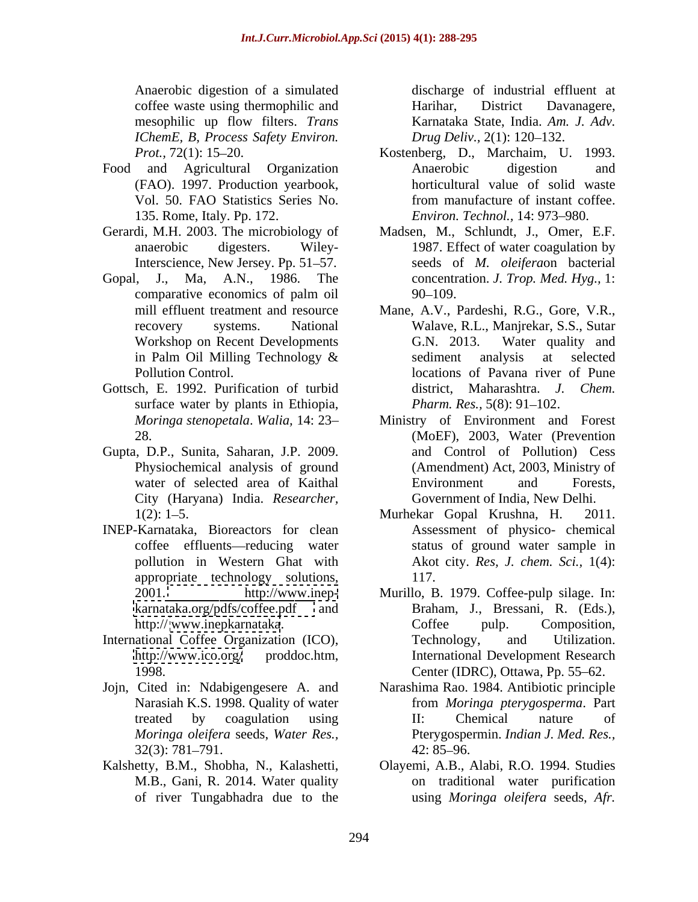Anaerobic digestion of a simulated coffee waste using thermophilic and mesophilic up flow filters. *Trans IChemE, B, Process Safety Environ. Prot.*, 72(1): 15–20.

Food and Agricultural Organization (FAO). 1997. Production yearbook, Vol. 50. FAO Statistics Series No. 135. Rome, Italy. Pp. 172.

Gerardi, M.H. 2003. The microbiology of anaerobic digesters. Wiley-Interscience, New Jersey. Pp. 51–57.

Gopal, J., Ma, A.N., 1986. The comparative economics of palm oil mill effluent treatment and resource recovery systems. National Workshop on Recent Developments in Palm Oil Milling Technology & Pollution Control.

Gottsch, E. 1992. Purification of turbid surface water by plants in Ethiopia, *Moringa stenopetala*. *Walia,* 14: 23–28.

Gupta, D.P., Sunita, Saharan, J.P. 2009. Physiochemical analysis of ground water of selected area of Kaithal City (Haryana) India. *Researcher,* 1(2): 1–5.

INEP-Karnataka, Bioreactors for clean coffee effluents—reducing water pollution in Western Ghat with appropriate technology solutions, 2001. http://www.inep-karnataka.org/pdfs/coffee.pdf and http:// www.inepkarnataka.

International Coffee Organization (ICO), http://www.ico.org/ proddoc.htm, 1998.

Jojn, Cited in: Ndabigengesere A. and Narasiah K.S. 1998. Quality of water treated by coagulation using *Moringa oleifera* seeds, *Water Res.,* 32(3): 781–791.

Kalshetty, B.M., Shobha, N., Kalashetti, M.B., Gani, R. 2014. Water quality of river Tungabhadra due to the discharge of industrial effluent at Harihar, District Davanagere, Karnataka State, India. *Am. J. Adv. Drug Deliv.*, 2(1): 120–132.

Kostenberg, D., Marchaim, U. 1993. Anaerobic digestion and horticultural value of solid waste from manufacture of instant coffee. *Environ. Technol.*, 14: 973–980.

Madsen, M., Schlundt, J., Omer, E.F. 1987. Effect of water coagulation by seeds of *M. oleifera*on bacterial concentration. *J. Trop. Med. Hyg.,* 1: 90–109.

Mane, A.V., Pardeshi, R.G., Gore, V.R., Walave, R.L., Manjrekar, S.S., Sutar G.N. 2013. Water quality and sediment analysis at selected locations of Pavana river of Pune district, Maharashtra. *J. Chem. Pharm. Res.,* 5(8): 91–102.

Ministry of Environment and Forest (MoEF), 2003, Water (Prevention and Control of Pollution) Cess (Amendment) Act, 2003, Ministry of Environment and Forests, Government of India, New Delhi.

Murhekar Gopal Krushna, H. 2011. Assessment of physico- chemical status of ground water sample in Akot city. *Res, J. chem. Sci.,* 1(4): 117.

Murillo, B. 1979. Coffee-pulp silage. In: Braham, J., Bressani, R. (Eds.), Coffee pulp. Composition, Technology, and Utilization. International Development Research Center (IDRC), Ottawa, Pp. 55–62.

Narashima Rao. 1984. Antibiotic principle from *Moringa pterygosperma*. Part II: Chemical nature of Pterygospermin. *Indian J. Med. Res.,* 42: 85–96.

Olayemi, A.B., Alabi, R.O. 1994. Studies on traditional water purification using *Moringa oleifera* seeds, *Afr.*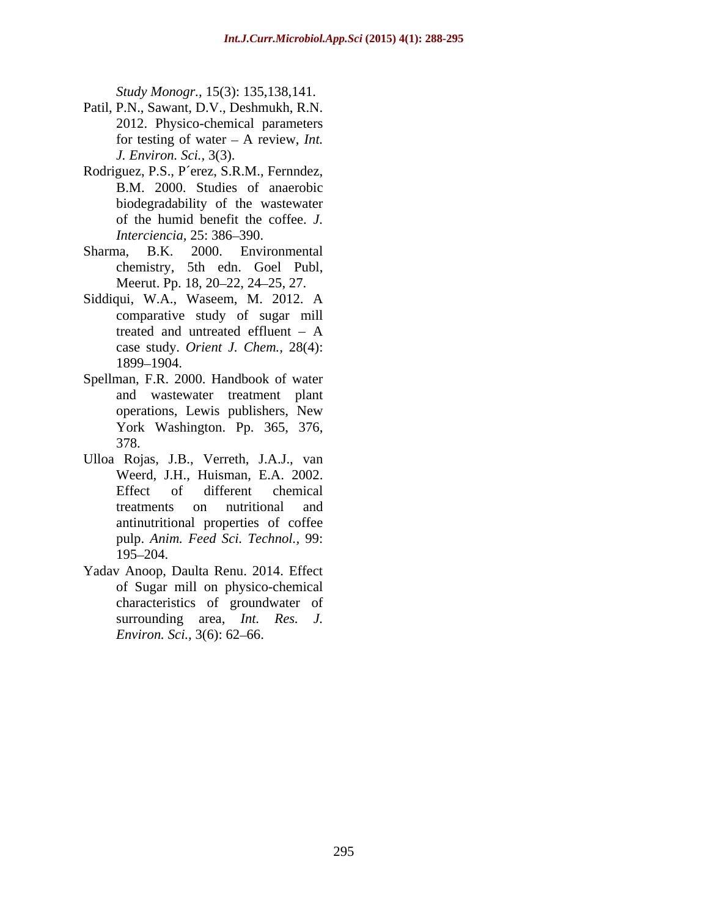*Study Monogr.,* 15(3): 135,138,141.

Patil, P.N., Sawant, D.V., Deshmukh, R.N. 2012. Physico-chemical parameters for testing of water – A review, *Int. J. Environ. Sci.*, 3(3).

Rodriguez, P.S., P´erez, S.R.M., Fernndez, B.M. 2000. Studies of anaerobic biodegradability of the wastewater of the humid benefit the coffee. *J. Interciencia,* 25: 386–390.

Sharma, B.K. 2000. Environmental chemistry, 5th edn. Goel Publ, Meerut. Pp. 18, 20–22, 24–25, 27.

Siddiqui, W.A., Waseem, M. 2012. A comparative study of sugar mill treated and untreated effluent – A case study. *Orient J. Chem.*, 28(4): 1899–1904.

Spellman, F.R. 2000. Handbook of water and wastewater treatment plant operations, Lewis publishers, New York Washington. Pp. 365, 376, 378.

Ulloa Rojas, J.B., Verreth, J.A.J., van Weerd, J.H., Huisman, E.A. 2002. Effect of different chemical treatments on nutritional and antinutritional properties of coffee pulp. *Anim. Feed Sci. Technol.,* 99: 195–204.

Yadav Anoop, Daulta Renu. 2014. Effect of Sugar mill on physico-chemical characteristics of groundwater of surrounding area, *Int. Res. J. Environ. Sci.,* 3(6): 62–66.